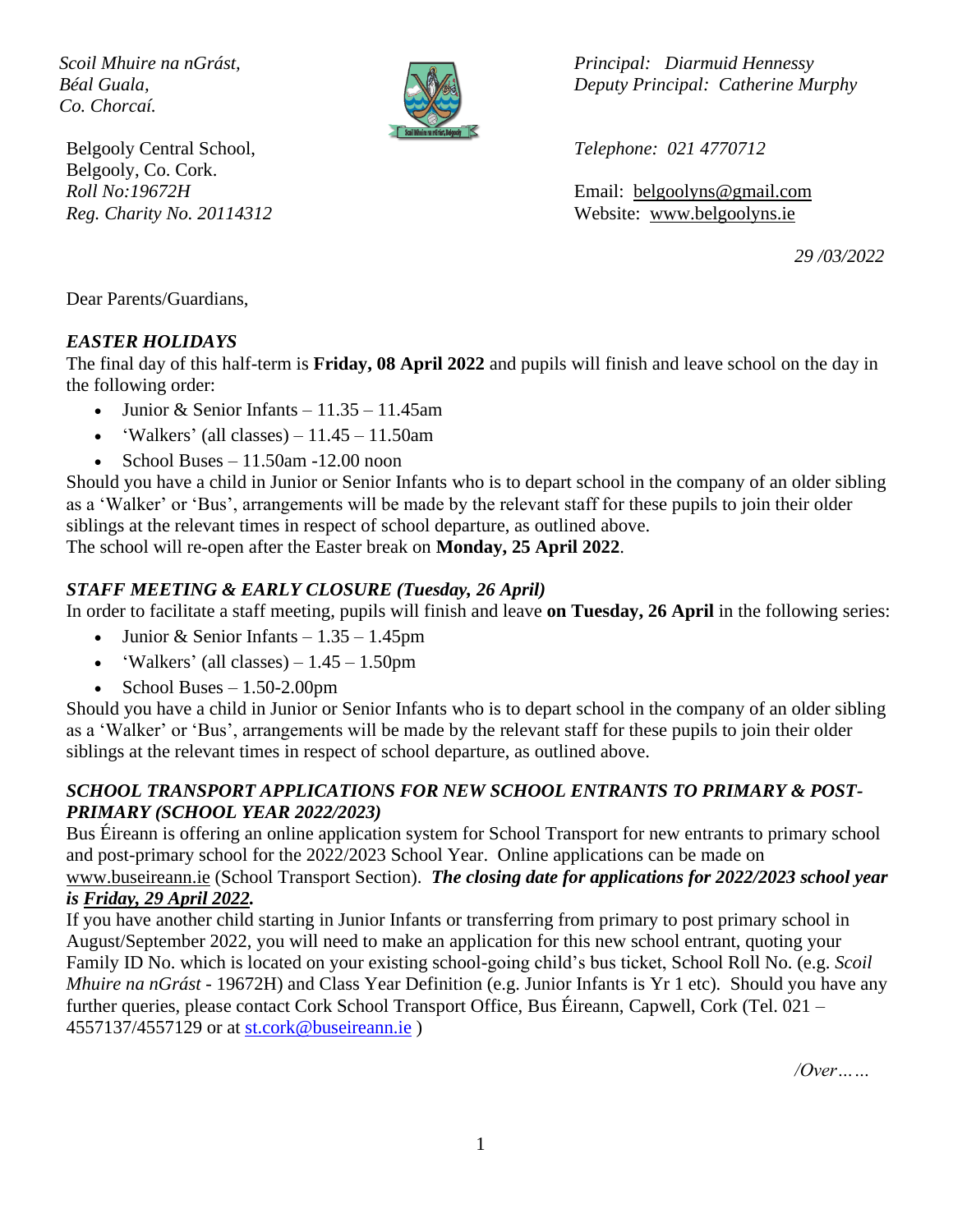*Scoil Mhuire na nGrást,*
*Béal Guala,*
*Co. Chorcaí.*

Belgooly Central School,
Belgooly, Co. Cork.
*Roll No:19672H*
*Reg. Charity No. 20114312*

*Principal: Diarmuid Hennessy*
*Deputy Principal: Catherine Murphy*

*Telephone: 021 4770712*

Email: belgoolyns@gmail.com
Website: www.belgoolyns.ie

*29 /03/2022*

Dear Parents/Guardians,

## *EASTER HOLIDAYS*

The final day of this half-term is **Friday, 08 April 2022** and pupils will finish and leave school on the day in the following order:

- Junior & Senior Infants – 11.35 – 11.45am
- 'Walkers' (all classes) – 11.45 – 11.50am
- School Buses – 11.50am -12.00 noon

Should you have a child in Junior or Senior Infants who is to depart school in the company of an older sibling as a 'Walker' or 'Bus', arrangements will be made by the relevant staff for these pupils to join their older siblings at the relevant times in respect of school departure, as outlined above.

The school will re-open after the Easter break on **Monday, 25 April 2022**.

## *STAFF MEETING & EARLY CLOSURE (Tuesday, 26 April)*

In order to facilitate a staff meeting, pupils will finish and leave **on Tuesday, 26 April** in the following series:

- Junior & Senior Infants – 1.35 – 1.45pm
- 'Walkers' (all classes) – 1.45 – 1.50pm
- School Buses – 1.50-2.00pm

Should you have a child in Junior or Senior Infants who is to depart school in the company of an older sibling as a 'Walker' or 'Bus', arrangements will be made by the relevant staff for these pupils to join their older siblings at the relevant times in respect of school departure, as outlined above.

## *SCHOOL TRANSPORT APPLICATIONS FOR NEW SCHOOL ENTRANTS TO PRIMARY & POST-PRIMARY (SCHOOL YEAR 2022/2023)*

Bus Éireann is offering an online application system for School Transport for new entrants to primary school and post-primary school for the 2022/2023 School Year. Online applications can be made on www.buseireann.ie (School Transport Section). ***The closing date for applications for 2022/2023 school year is Friday, 29 April 2022.***

If you have another child starting in Junior Infants or transferring from primary to post primary school in August/September 2022, you will need to make an application for this new school entrant, quoting your Family ID No. which is located on your existing school-going child's bus ticket, School Roll No. (e.g. *Scoil Mhuire na nGrást* - 19672H) and Class Year Definition (e.g. Junior Infants is Yr 1 etc). Should you have any further queries, please contact Cork School Transport Office, Bus Éireann, Capwell, Cork (Tel. 021 – 4557137/4557129 or at st.cork@buseireann.ie )

*/Over……*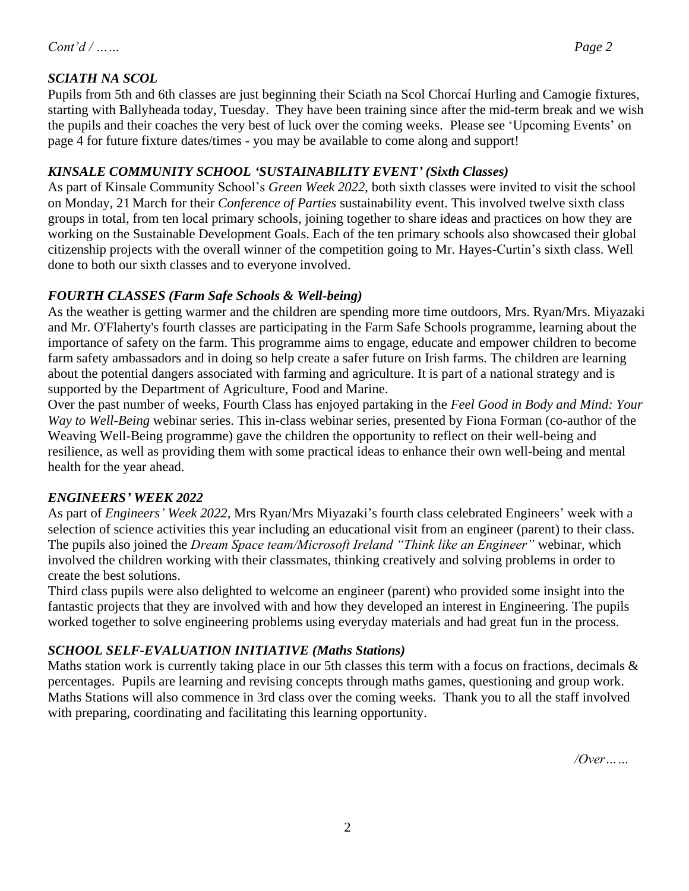*Cont'd / ……*

### *SCIATH NA SCOL*

Pupils from 5th and 6th classes are just beginning their Sciath na Scol Chorcaí Hurling and Camogie fixtures, starting with Ballyheada today, Tuesday. They have been training since after the mid-term break and we wish the pupils and their coaches the very best of luck over the coming weeks. Please see 'Upcoming Events' on page 4 for future fixture dates/times - you may be available to come along and support!

### *KINSALE COMMUNITY SCHOOL 'SUSTAINABILITY EVENT' (Sixth Classes)*

As part of Kinsale Community School's *Green Week 2022*, both sixth classes were invited to visit the school on Monday, 21 March for their *Conference of Parties* sustainability event. This involved twelve sixth class groups in total, from ten local primary schools, joining together to share ideas and practices on how they are working on the Sustainable Development Goals. Each of the ten primary schools also showcased their global citizenship projects with the overall winner of the competition going to Mr. Hayes-Curtin's sixth class. Well done to both our sixth classes and to everyone involved.

### *FOURTH CLASSES (Farm Safe Schools & Well-being)*

As the weather is getting warmer and the children are spending more time outdoors, Mrs. Ryan/Mrs. Miyazaki and Mr. O'Flaherty's fourth classes are participating in the Farm Safe Schools programme, learning about the importance of safety on the farm. This programme aims to engage, educate and empower children to become farm safety ambassadors and in doing so help create a safer future on Irish farms. The children are learning about the potential dangers associated with farming and agriculture. It is part of a national strategy and is supported by the Department of Agriculture, Food and Marine.

Over the past number of weeks, Fourth Class has enjoyed partaking in the *Feel Good in Body and Mind: Your Way to Well-Being* webinar series. This in-class webinar series, presented by Fiona Forman (co-author of the Weaving Well-Being programme) gave the children the opportunity to reflect on their well-being and resilience, as well as providing them with some practical ideas to enhance their own well-being and mental health for the year ahead.

### *ENGINEERS' WEEK 2022*

As part of *Engineers' Week 2022*, Mrs Ryan/Mrs Miyazaki's fourth class celebrated Engineers' week with a selection of science activities this year including an educational visit from an engineer (parent) to their class. The pupils also joined the *Dream Space team/Microsoft Ireland "Think like an Engineer"* webinar, which involved the children working with their classmates, thinking creatively and solving problems in order to create the best solutions.

Third class pupils were also delighted to welcome an engineer (parent) who provided some insight into the fantastic projects that they are involved with and how they developed an interest in Engineering. The pupils worked together to solve engineering problems using everyday materials and had great fun in the process.

### *SCHOOL SELF-EVALUATION INITIATIVE (Maths Stations)*

Maths station work is currently taking place in our 5th classes this term with a focus on fractions, decimals & percentages. Pupils are learning and revising concepts through maths games, questioning and group work. Maths Stations will also commence in 3rd class over the coming weeks. Thank you to all the staff involved with preparing, coordinating and facilitating this learning opportunity.

*/Over……*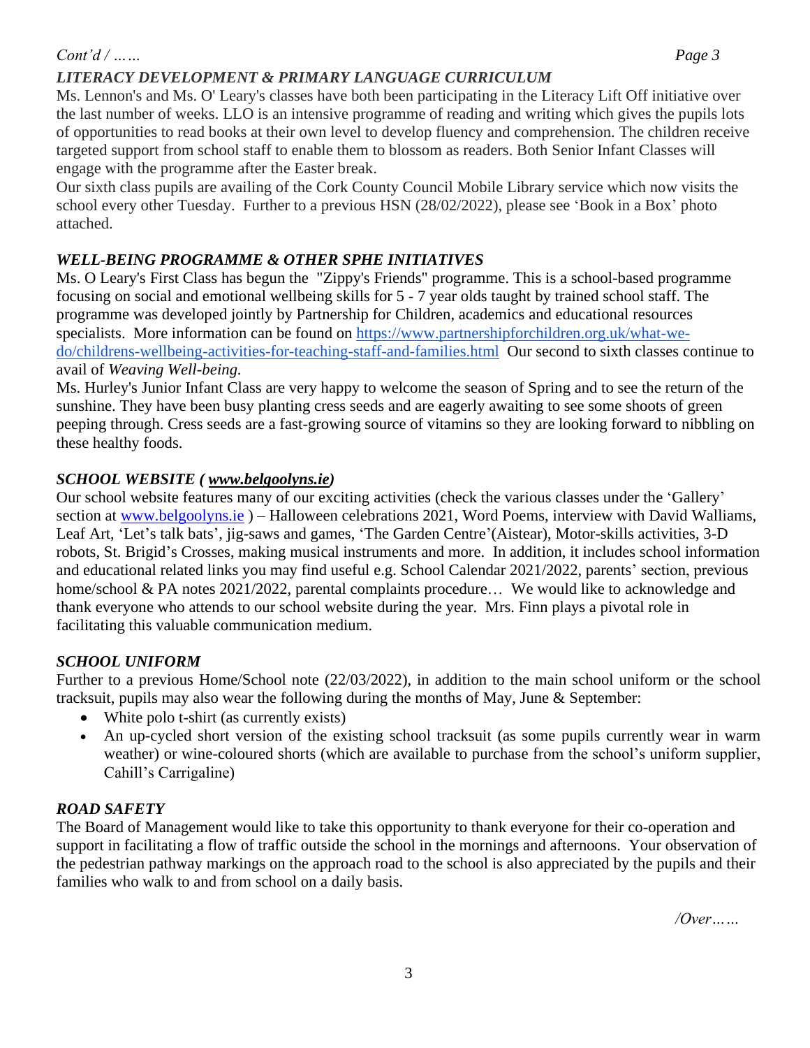*Cont'd / ……*

### *LITERACY DEVELOPMENT & PRIMARY LANGUAGE CURRICULUM*

Ms. Lennon's and Ms. O' Leary's classes have both been participating in the Literacy Lift Off initiative over the last number of weeks. LLO is an intensive programme of reading and writing which gives the pupils lots of opportunities to read books at their own level to develop fluency and comprehension. The children receive targeted support from school staff to enable them to blossom as readers. Both Senior Infant Classes will engage with the programme after the Easter break.

Our sixth class pupils are availing of the Cork County Council Mobile Library service which now visits the school every other Tuesday. Further to a previous HSN (28/02/2022), please see 'Book in a Box' photo attached.

### *WELL-BEING PROGRAMME & OTHER SPHE INITIATIVES*

Ms. O Leary's First Class has begun the "Zippy's Friends" programme. This is a school-based programme focusing on social and emotional wellbeing skills for 5 - 7 year olds taught by trained school staff. The programme was developed jointly by Partnership for Children, academics and educational resources specialists. More information can be found on [https://www.partnershipforchildren.org.uk/what-we-do/childrens-wellbeing-activities-for-teaching-staff-and-families.html](https://www.partnershipforchildren.org.uk/what-we-do/childrens-wellbeing-activities-for-teaching-staff-and-families.html) Our second to sixth classes continue to avail of *Weaving Well-being.*

Ms. Hurley's Junior Infant Class are very happy to welcome the season of Spring and to see the return of the sunshine. They have been busy planting cress seeds and are eagerly awaiting to see some shoots of green peeping through. Cress seeds are a fast-growing source of vitamins so they are looking forward to nibbling on these healthy foods.

### *SCHOOL WEBSITE ( [www.belgoolyns.ie](http://www.belgoolyns.ie))*

Our school website features many of our exciting activities (check the various classes under the 'Gallery' section at [www.belgoolyns.ie](http://www.belgoolyns.ie) ) – Halloween celebrations 2021, Word Poems, interview with David Walliams, Leaf Art, 'Let's talk bats', jig-saws and games, 'The Garden Centre'(Aistear), Motor-skills activities, 3-D robots, St. Brigid's Crosses, making musical instruments and more. In addition, it includes school information and educational related links you may find useful e.g. School Calendar 2021/2022, parents' section, previous home/school & PA notes 2021/2022, parental complaints procedure… We would like to acknowledge and thank everyone who attends to our school website during the year. Mrs. Finn plays a pivotal role in facilitating this valuable communication medium.

### *SCHOOL UNIFORM*

Further to a previous Home/School note (22/03/2022), in addition to the main school uniform or the school tracksuit, pupils may also wear the following during the months of May, June & September:

- White polo t-shirt (as currently exists)
- An up-cycled short version of the existing school tracksuit (as some pupils currently wear in warm weather) or wine-coloured shorts (which are available to purchase from the school's uniform supplier, Cahill's Carrigaline)

### *ROAD SAFETY*

The Board of Management would like to take this opportunity to thank everyone for their co-operation and support in facilitating a flow of traffic outside the school in the mornings and afternoons. Your observation of the pedestrian pathway markings on the approach road to the school is also appreciated by the pupils and their families who walk to and from school on a daily basis.

*/Over……*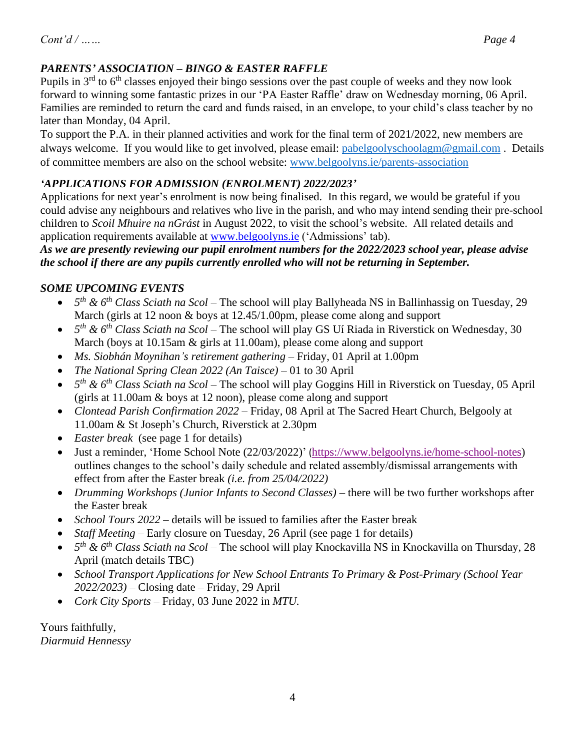*Cont'd / ……*

### *PARENTS' ASSOCIATION – BINGO & EASTER RAFFLE*

Pupils in 3rd to 6th classes enjoyed their bingo sessions over the past couple of weeks and they now look forward to winning some fantastic prizes in our 'PA Easter Raffle' draw on Wednesday morning, 06 April. Families are reminded to return the card and funds raised, in an envelope, to your child's class teacher by no later than Monday, 04 April.

To support the P.A. in their planned activities and work for the final term of 2021/2022, new members are always welcome. If you would like to get involved, please email: pabelgoolyschoolagm@gmail.com . Details of committee members are also on the school website: www.belgoolyns.ie/parents-association

### *'APPLICATIONS FOR ADMISSION (ENROLMENT) 2022/2023'*

Applications for next year's enrolment is now being finalised. In this regard, we would be grateful if you could advise any neighbours and relatives who live in the parish, and who may intend sending their pre-school children to *Scoil Mhuire na nGrást* in August 2022, to visit the school's website. All related details and application requirements available at www.belgoolyns.ie ('Admissions' tab).

***As we are presently reviewing our pupil enrolment numbers for the 2022/2023 school year, please advise the school if there are any pupils currently enrolled who will not be returning in September.***

### *SOME UPCOMING EVENTS*

- *5th & 6th Class Sciath na Scol* – The school will play Ballyheada NS in Ballinhassig on Tuesday, 29 March (girls at 12 noon & boys at 12.45/1.00pm, please come along and support
- *5th & 6th Class Sciath na Scol* – The school will play GS Uí Riada in Riverstick on Wednesday, 30 March (boys at 10.15am & girls at 11.00am), please come along and support
- *Ms. Siobhán Moynihan's retirement gathering* – Friday, 01 April at 1.00pm
- *The National Spring Clean 2022 (An Taisce)* – 01 to 30 April
- *5th & 6th Class Sciath na Scol* – The school will play Goggins Hill in Riverstick on Tuesday, 05 April (girls at 11.00am & boys at 12 noon), please come along and support
- *Clontead Parish Confirmation 2022* – Friday, 08 April at The Sacred Heart Church, Belgooly at 11.00am & St Joseph's Church, Riverstick at 2.30pm
- *Easter break* (see page 1 for details)
- Just a reminder, 'Home School Note (22/03/2022)' (https://www.belgoolyns.ie/home-school-notes) outlines changes to the school's daily schedule and related assembly/dismissal arrangements with effect from after the Easter break *(i.e. from 25/04/2022)*
- *Drumming Workshops (Junior Infants to Second Classes)* – there will be two further workshops after the Easter break
- *School Tours 2022* – details will be issued to families after the Easter break
- *Staff Meeting* – Early closure on Tuesday, 26 April (see page 1 for details)
- *5th & 6th Class Sciath na Scol* – The school will play Knockavilla NS in Knockavilla on Thursday, 28 April (match details TBC)
- *School Transport Applications for New School Entrants To Primary & Post-Primary (School Year 2022/2023)* – Closing date – Friday, 29 April
- *Cork City Sports* – Friday, 03 June 2022 in *MTU.*

Yours faithfully,
*Diarmuid Hennessy*